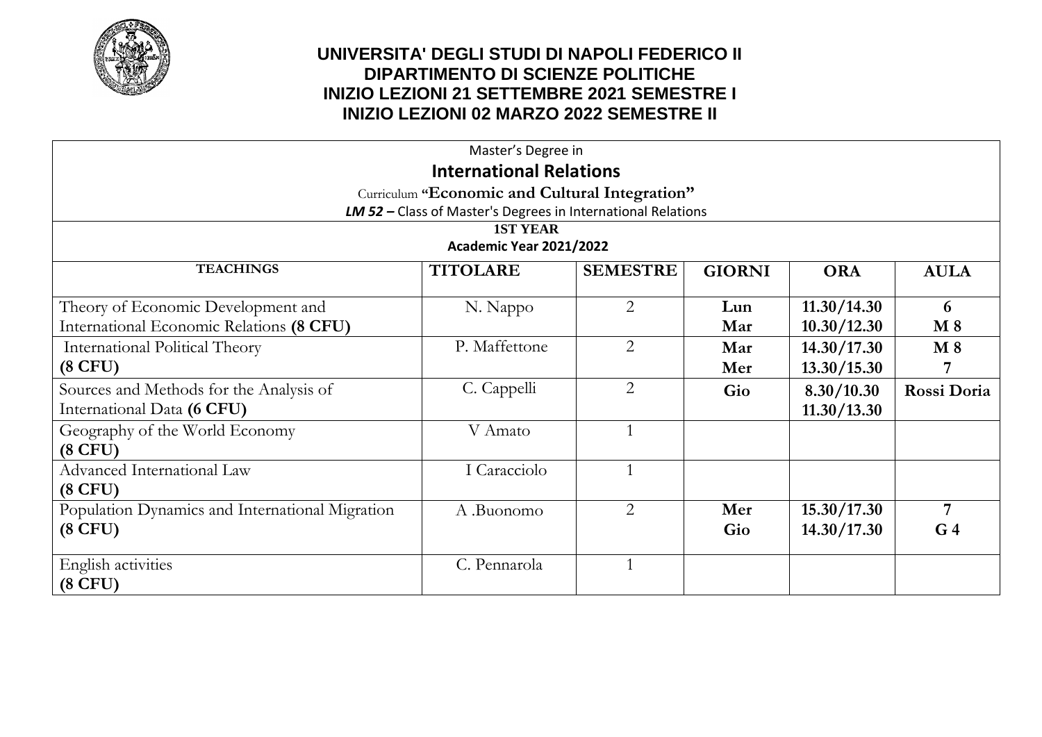# UNIVERSITA' DEGLI STUDI DI NAPOLI FEDERICO II
## DIPARTIMENTO DI SCIENZE POLITICHE
### INIZIO LEZIONI 21 SETTEMBRE 2021 SEMESTRE I
### INIZIO LEZIONI 02 MARZO 2022 SEMESTRE II

Master's Degree in

**International Relations**

Curriculum **"Economic and Cultural Integration"**

***LM 52 –*** Class of Master's Degrees in International Relations

**1ST YEAR**

**Academic Year 2021/2022**

| TEACHINGS | TITOLARE | SEMESTRE | GIORNI | ORA | AULA |
|---|---|---|---|---|---|
| Theory of Economic Development and International Economic Relations **(8 CFU)** | N. Nappo | 2 | **Lun**<br>**Mar** | **11.30/14.30**<br>**10.30/12.30** | **6**<br>**M 8** |
| International Political Theory **(8 CFU)** | P. Maffettone | 2 | **Mar**<br>**Mer** | **14.30/17.30**<br>**13.30/15.30** | **M 8**<br>**7** |
| Sources and Methods for the Analysis of International Data **(6 CFU)** | C. Cappelli | 2 | **Gio** | **8.30/10.30**<br>**11.30/13.30** | **Rossi Doria** |
| Geography of the World Economy **(8 CFU)** | V Amato | 1 | | | |
| Advanced International Law **(8 CFU)** | I Caracciolo | 1 | | | |
| Population Dynamics and International Migration **(8 CFU)** | A .Buonomo | 2 | **Mer**<br>**Gio** | **15.30/17.30**<br>**14.30/17.30** | **7**<br>**G 4** |
| English activities **(8 CFU)** | C. Pennarola | 1 | | | |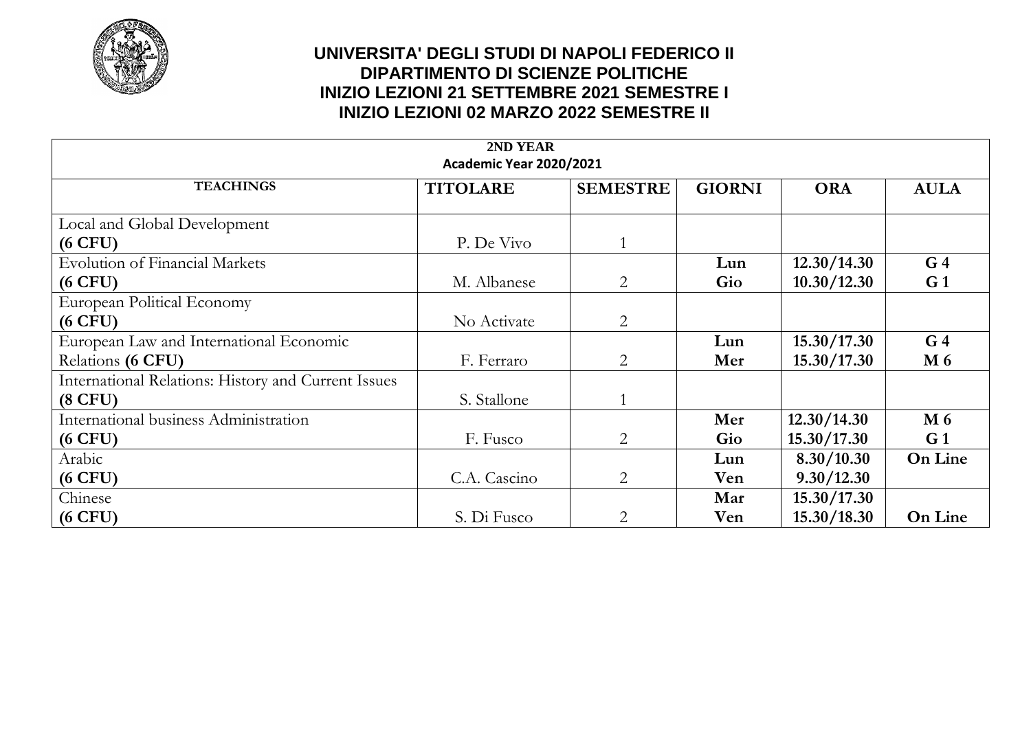**UNIVERSITA' DEGLI STUDI DI NAPOLI FEDERICO II**
**DIPARTIMENTO DI SCIENZE POLITICHE**
**INIZIO LEZIONI 21 SETTEMBRE 2021 SEMESTRE I**
**INIZIO LEZIONI 02 MARZO 2022 SEMESTRE II**

| 2ND YEAR<br>Academic Year 2020/2021 | | | | | |
|---|---|---|---|---|---|
| **TEACHINGS** | **TITOLARE** | **SEMESTRE** | **GIORNI** | **ORA** | **AULA** |
| Local and Global Development<br>**(6 CFU)** | P. De Vivo | 1 | | | |
| Evolution of Financial Markets<br>**(6 CFU)** | M. Albanese | 2 | **Lun**<br>**Gio** | **12.30/14.30**<br>**10.30/12.30** | **G 4**<br>**G 1** |
| European Political Economy<br>**(6 CFU)** | No Activate | 2 | | | |
| European Law and International Economic Relations **(6 CFU)** | F. Ferraro | 2 | **Lun**<br>**Mer** | **15.30/17.30**<br>**15.30/17.30** | **G 4**<br>**M 6** |
| International Relations: History and Current Issues<br>**(8 CFU)** | S. Stallone | 1 | | | |
| International business Administration<br>**(6 CFU)** | F. Fusco | 2 | **Mer**<br>**Gio** | **12.30/14.30**<br>**15.30/17.30** | **M 6**<br>**G 1** |
| Arabic<br>**(6 CFU)** | C.A. Cascino | 2 | **Lun**<br>**Ven** | **8.30/10.30**<br>**9.30/12.30** | **On Line** |
| Chinese<br>**(6 CFU)** | S. Di Fusco | 2 | **Mar**<br>**Ven** | **15.30/17.30**<br>**15.30/18.30** | **On Line** |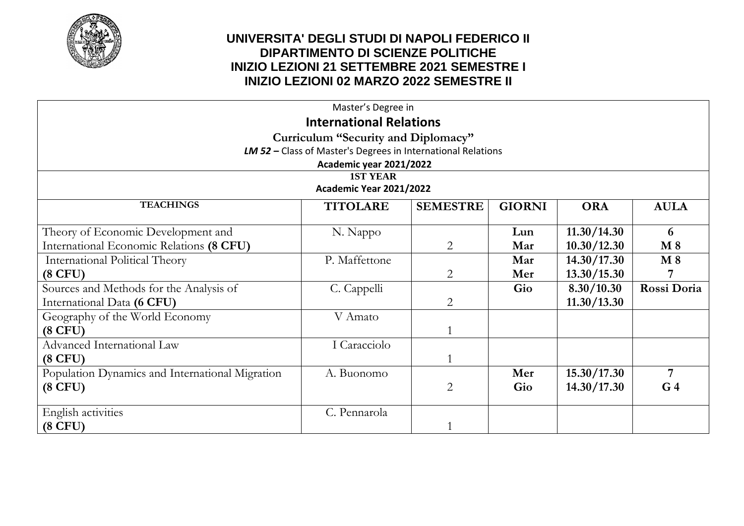# UNIVERSITA' DEGLI STUDI DI NAPOLI FEDERICO II
## DIPARTIMENTO DI SCIENZE POLITICHE
## INIZIO LEZIONI 21 SETTEMBRE 2021 SEMESTRE I
## INIZIO LEZIONI 02 MARZO 2022 SEMESTRE II

Master's Degree in

**International Relations**

**Curriculum "Security and Diplomacy"**

***LM 52 –*** Class of Master's Degrees in International Relations

**Academic year 2021/2022**

**1ST YEAR**

**Academic Year 2021/2022**

| TEACHINGS | TITOLARE | SEMESTRE | GIORNI | ORA | AULA |
|---|---|---|---|---|---|
| Theory of Economic Development and International Economic Relations **(8 CFU)** | N. Nappo | 2 | **Lun**<br>**Mar** | **11.30/14.30**<br>**10.30/12.30** | **6**<br>**M 8** |
| International Political Theory **(8 CFU)** | P. Maffettone | 2 | **Mar**<br>**Mer** | **14.30/17.30**<br>**13.30/15.30** | **M 8**<br>**7** |
| Sources and Methods for the Analysis of International Data **(6 CFU)** | C. Cappelli | 2 | **Gio** | **8.30/10.30**<br>**11.30/13.30** | **Rossi Doria** |
| Geography of the World Economy **(8 CFU)** | V Amato | 1 | | | |
| Advanced International Law **(8 CFU)** | I Caracciolo | 1 | | | |
| Population Dynamics and International Migration **(8 CFU)** | A. Buonomo | 2 | **Mer**<br>**Gio** | **15.30/17.30**<br>**14.30/17.30** | **7**<br>**G 4** |
| English activities **(8 CFU)** | C. Pennarola | 1 | | | |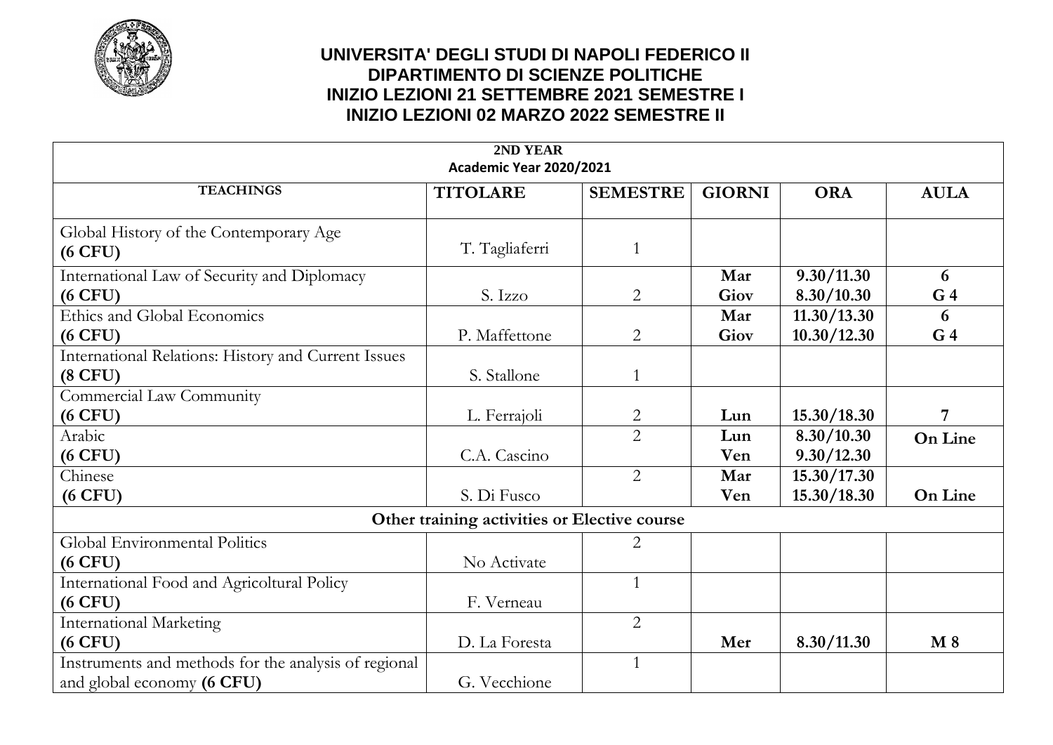**UNIVERSITA' DEGLI STUDI DI NAPOLI FEDERICO II**
**DIPARTIMENTO DI SCIENZE POLITICHE**
**INIZIO LEZIONI 21 SETTEMBRE 2021 SEMESTRE I**
**INIZIO LEZIONI 02 MARZO 2022 SEMESTRE II**

| 2ND YEAR Academic Year 2020/2021 | | | | | |
|---|---|---|---|---|---|
| **TEACHINGS** | **TITOLARE** | **SEMESTRE** | **GIORNI** | **ORA** | **AULA** |
| Global History of the Contemporary Age **(6 CFU)** | T. Tagliaferri | 1 | | | |
| International Law of Security and Diplomacy **(6 CFU)** | S. Izzo | 2 | **Mar** **Giov** | **9.30/11.30** **8.30/10.30** | **6** **G 4** |
| Ethics and Global Economics **(6 CFU)** | P. Maffettone | 2 | **Mar** **Giov** | **11.30/13.30** **10.30/12.30** | **6** **G 4** |
| International Relations: History and Current Issues **(8 CFU)** | S. Stallone | 1 | | | |
| Commercial Law Community **(6 CFU)** | L. Ferrajoli | 2 | **Lun** | **15.30/18.30** | **7** |
| Arabic **(6 CFU)** | C.A. Cascino | 2 | **Lun** **Ven** | **8.30/10.30** **9.30/12.30** | **On Line** |
| Chinese **(6 CFU)** | S. Di Fusco | 2 | **Mar** **Ven** | **15.30/17.30** **15.30/18.30** | **On Line** |
| **Other training activities or Elective course** | | | | | |
| Global Environmental Politics **(6 CFU)** | No Activate | 2 | | | |
| International Food and Agricoltural Policy **(6 CFU)** | F. Verneau | 1 | | | |
| International Marketing **(6 CFU)** | D. La Foresta | 2 | **Mer** | **8.30/11.30** | **M 8** |
| Instruments and methods for the analysis of regional and global economy **(6 CFU)** | G. Vecchione | 1 | | | |